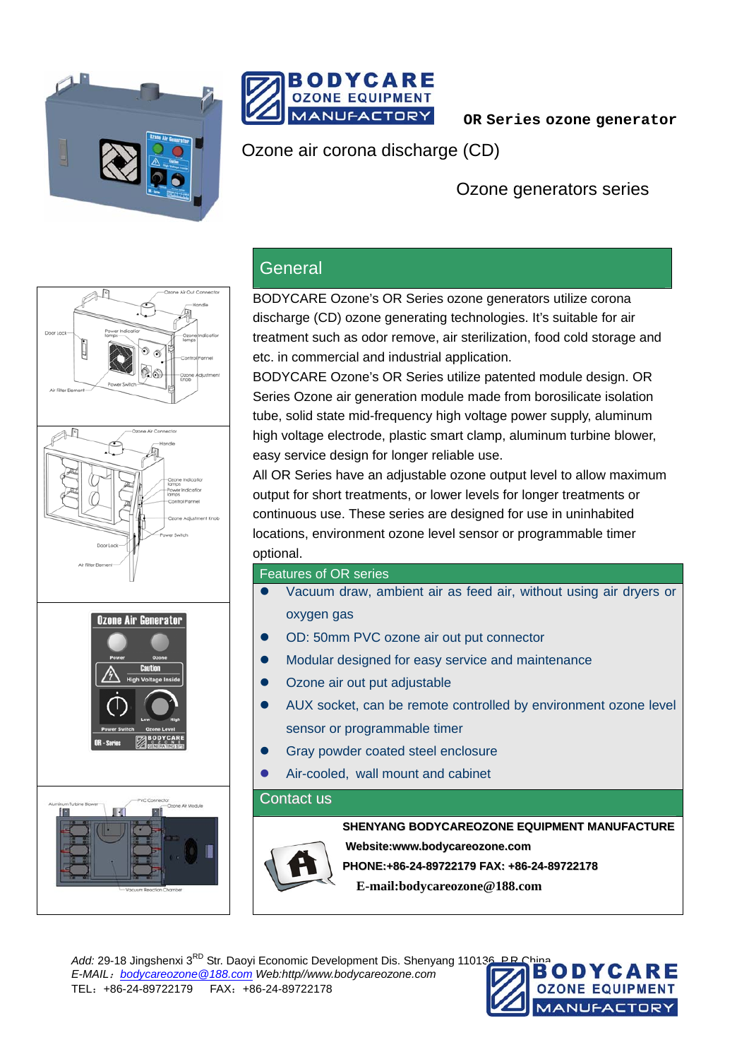BODYCARE OZONE EQUIPMENT MANUFACTORY

**OR Series ozone generator**

# Ozone air corona discharge (CD)

## Ozone generators series

## General

BODYCARE Ozone's OR Series ozone generators utilize corona discharge (CD) ozone generating technologies. It's suitable for air treatment such as odor remove, air sterilization, food cold storage and etc. in commercial and industrial application.

BODYCARE Ozone's OR Series utilize patented module design. OR Series Ozone air generation module made from borosilicate isolation tube, solid state mid-frequency high voltage power supply, aluminum high voltage electrode, plastic smart clamp, aluminum turbine blower, easy service design for longer reliable use.

All OR Series have an adjustable ozone output level to allow maximum output for short treatments, or lower levels for longer treatments or continuous use. These series are designed for use in uninhabited locations, environment ozone level sensor or programmable timer optional.

## Features of OR series

- Vacuum draw, ambient air as feed air, without using air dryers or oxygen gas
- OD: 50mm PVC ozone air out put connector
- Modular designed for easy service and maintenance
- Ozone air out put adjustable
- AUX socket, can be remote controlled by environment ozone level sensor or programmable timer
- Gray powder coated steel enclosure
- Air-cooled, wall mount and cabinet

## Contact us

**SHENYANG BODYCAREOZONE EQUIPMENT MANUFACTURE**

**Website:www.bodycareozone.com**

**PHONE:+86-24-89722179 FAX: +86-24-89722178**

**E-mail:bodycareozone@188.com**

*Add:* 29-18 Jingshenxi 3[RD] Str. Daoyi Economic Development Dis. Shenyang 110136, P.R.China
*E-MAIL：bodycareozone@188.com Web:http//www.bodycareozone.com*
TEL：+86-24-89722179 FAX：+86-24-89722178

BODYCARE OZONE EQUIPMENT MANUFACTORY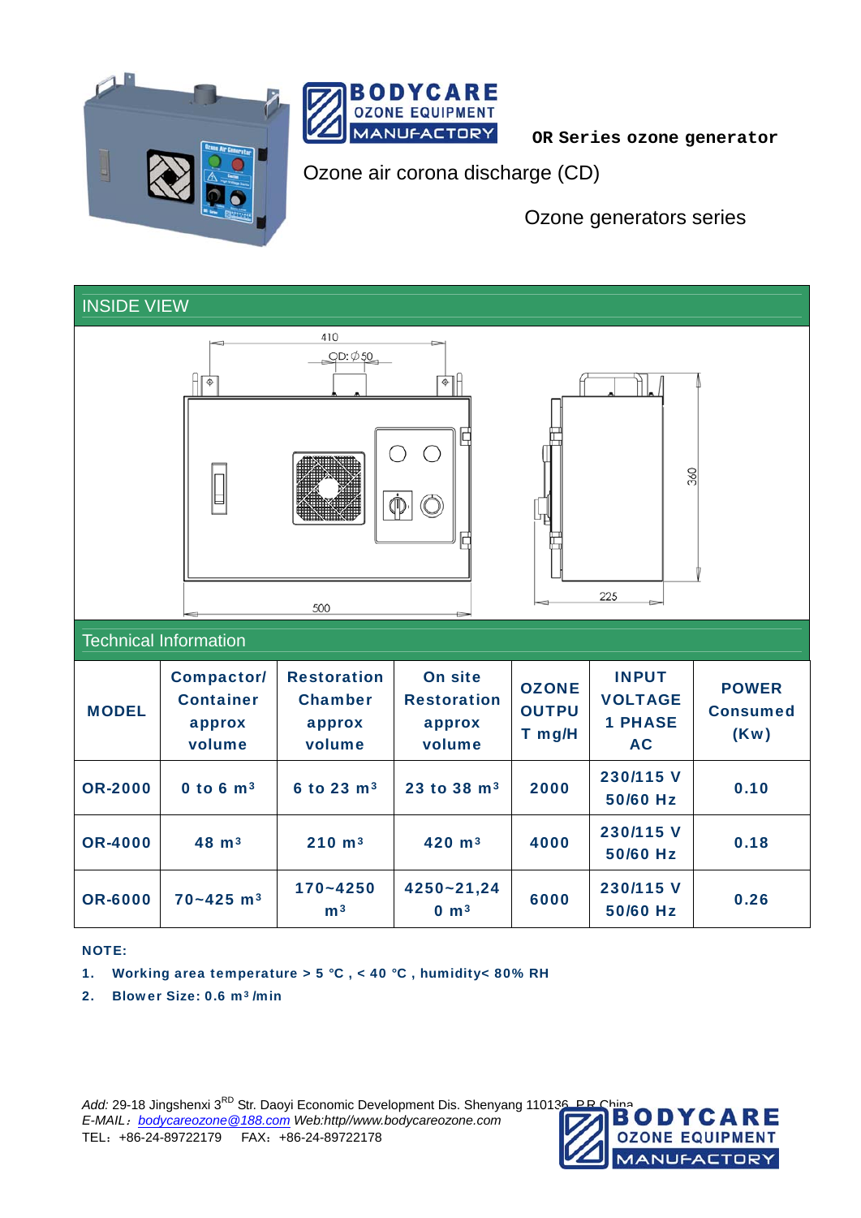BODYCARE OZONE EQUIPMENT MANUFACTORY

**OR Series ozone generator**

Ozone air corona discharge (CD)

Ozone generators series

## INSIDE VIEW

410

OD: ∅50

360

500

225

## Technical Information

| MODEL | Compactor/ Container approx volume | Restoration Chamber approx volume | On site Restoration approx volume | OZONE OUTPUT mg/H | INPUT VOLTAGE 1 PHASE AC | POWER Consumed (Kw) |
|---|---|---|---|---|---|---|
| OR-2000 | 0 to 6 m³ | 6 to 23 m³ | 23 to 38 m³ | 2000 | 230/115 V 50/60 Hz | 0.10 |
| OR-4000 | 48 m³ | 210 m³ | 420 m³ | 4000 | 230/115 V 50/60 Hz | 0.18 |
| OR-6000 | 70~425 m³ | 170~4250 m³ | 4250~21,240 m³ | 6000 | 230/115 V 50/60 Hz | 0.26 |

**NOTE:**

1. **Working area temperature > 5 °C , < 40 °C , humidity< 80% RH**
2. **Blower Size: 0.6 m³ /min**

*Add:* 29-18 Jingshenxi 3RD Str. Daoyi Economic Development Dis. Shenyang 110136, P.R.China
*E-MAIL*：*bodycareozone@188.com* *Web:http//www.bodycareozone.com*
TEL：+86-24-89722179 FAX：+86-24-89722178

BODYCARE OZONE EQUIPMENT MANUFACTORY